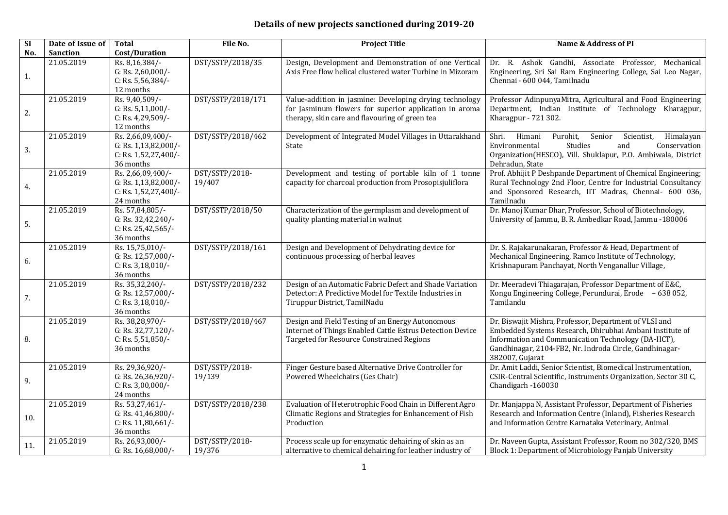# Details of new projects sanctioned during 2019-20

| Sl No. | Date of Issue of Sanction | Total Cost/Duration | File No. | Project Title | Name & Address of PI |
|---|---|---|---|---|---|
| 1. | 21.05.2019 | Rs. 8,16,384/- G: Rs. 2,60,000/- C: Rs. 5,56,384/- 12 months | DST/SSTP/2018/35 | Design, Development and Demonstration of one Vertical Axis Free flow helical clustered water Turbine in Mizoram | Dr. R. Ashok Gandhi, Associate Professor, Mechanical Engineering, Sri Sai Ram Engineering College, Sai Leo Nagar, Chennai - 600 044, Tamilnadu |
| 2. | 21.05.2019 | Rs. 9,40,509/- G: Rs. 5,11,000/- C: Rs. 4,29,509/- 12 months | DST/SSTP/2018/171 | Value-addition in jasmine: Developing drying technology for Jasminum flowers for superior application in aroma therapy, skin care and flavouring of green tea | Professor AdinpunyaMitra, Agricultural and Food Engineering Department, Indian Institute of Technology Kharagpur, Kharagpur - 721 302. |
| 3. | 21.05.2019 | Rs. 2,66,09,400/- G: Rs. 1,13,82,000/- C: Rs. 1,52,27,400/- 36 months | DST/SSTP/2018/462 | Development of Integrated Model Villages in Uttarakhand State | Shri. Himani Purohit, Senior Scientist, Himalayan Environmental Studies and Conservation Organization(HESCO), Vill. Shuklapur, P.O. Ambiwala, District Dehradun, State |
| 4. | 21.05.2019 | Rs. 2,66,09,400/- G: Rs. 1,13,82,000/- C: Rs. 1,52,27,400/- 24 months | DST/SSTP/2018-19/407 | Development and testing of portable kiln of 1 tonne capacity for charcoal production from Prosopisjuliflora | Prof. Abhijit P Deshpande Department of Chemical Engineering; Rural Technology 2nd Floor, Centre for Industrial Consultancy and Sponsored Research, IIT Madras, Chennai- 600 036, Tamilnadu |
| 5. | 21.05.2019 | Rs. 57,84,805/- G: Rs. 32,42,240/- C: Rs. 25,42,565/- 36 months | DST/SSTP/2018/50 | Characterization of the germplasm and development of quality planting material in walnut | Dr. Manoj Kumar Dhar, Professor, School of Biotechnology, University of Jammu, B. R. Ambedkar Road, Jammu -180006 |
| 6. | 21.05.2019 | Rs. 15,75,010/- G: Rs. 12,57,000/- C: Rs. 3,18,010/- 36 months | DST/SSTP/2018/161 | Design and Development of Dehydrating device for continuous processing of herbal leaves | Dr. S. Rajakarunakaran, Professor & Head, Department of Mechanical Engineering, Ramco Institute of Technology, Krishnapuram Panchayat, North Venganallur Village, |
| 7. | 21.05.2019 | Rs. 35,32,240/- G: Rs. 12,57,000/- C: Rs. 3,18,010/- 36 months | DST/SSTP/2018/232 | Design of an Automatic Fabric Defect and Shade Variation Detector: A Predictive Model for Textile Industries in Tiruppur District, TamilNadu | Dr. Meeradevi Thiagarajan, Professor Department of E&C, Kongu Engineering College, Perundurai, Erode – 638 052, Tamilandu |
| 8. | 21.05.2019 | Rs. 38,28,970/- G: Rs. 32,77,120/- C: Rs. 5,51,850/- 36 months | DST/SSTP/2018/467 | Design and Field Testing of an Energy Autonomous Internet of Things Enabled Cattle Estrus Detection Device Targeted for Resource Constrained Regions | Dr. Biswajit Mishra, Professor, Department of VLSI and Embedded Systems Research, Dhirubhai Ambani Institute of Information and Communication Technology (DA-IICT), Gandhinagar, 2104-FB2, Nr. Indroda Circle, Gandhinagar-382007, Gujarat |
| 9. | 21.05.2019 | Rs. 29,36,920/- G: Rs. 26,36,920/- C: Rs. 3,00,000/- 24 months | DST/SSTP/2018-19/139 | Finger Gesture based Alternative Drive Controller for Powered Wheelchairs (Ges Chair) | Dr. Amit Laddi, Senior Scientist, Biomedical Instrumentation, CSIR-Central Scientific, Instruments Organization, Sector 30 C, Chandigarh -160030 |
| 10. | 21.05.2019 | Rs. 53,27,461/- G: Rs. 41,46,800/- C: Rs. 11,80,661/- 36 months | DST/SSTP/2018/238 | Evaluation of Heterotrophic Food Chain in Different Agro Climatic Regions and Strategies for Enhancement of Fish Production | Dr. Manjappa N, Assistant Professor, Department of Fisheries Research and Information Centre (Inland), Fisheries Research and Information Centre Karnataka Veterinary, Animal |
| 11. | 21.05.2019 | Rs. 26,93,000/- G: Rs. 16,68,000/- | DST/SSTP/2018-19/376 | Process scale up for enzymatic dehairing of skin as an alternative to chemical dehairing for leather industry of | Dr. Naveen Gupta, Assistant Professor, Room no 302/320, BMS Block 1: Department of Microbiology Panjab University |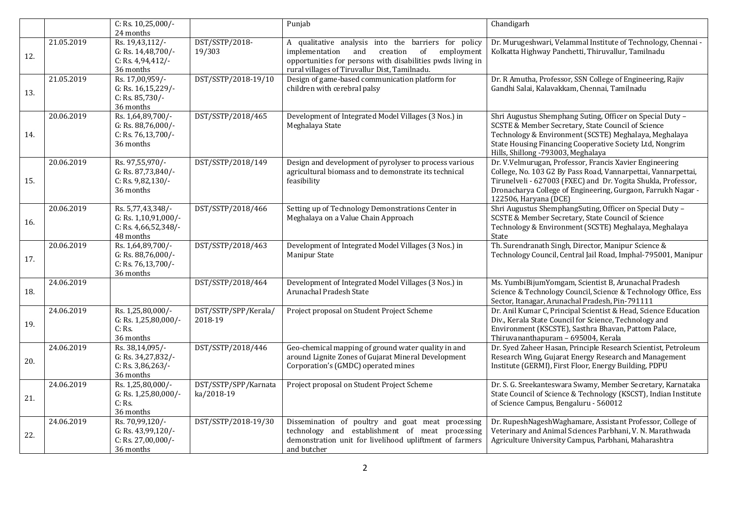| | | | | | |
|---|---|---|---|---|---|
| | | C: Rs. 10,25,000/- 24 months | | Punjab | Chandigarh |
| 12. | 21.05.2019 | Rs. 19,43,112/- G: Rs. 14,48,700/- C: Rs. 4,94,412/- 36 months | DST/SSTP/2018-19/303 | A qualitative analysis into the barriers for policy implementation and creation of employment opportunities for persons with disabilities pwds living in rural villages of Tiruvallur Dist, Tamilnadu. | Dr. Murugeshwari, Velammal Institute of Technology, Chennai - Kolkatta Highway Panchetti, Thiruvallur, Tamilnadu |
| 13. | 21.05.2019 | Rs. 17,00,959/- G: Rs. 16,15,229/- C: Rs. 85,730/- 36 months | DST/SSTP/2018-19/10 | Design of game-based communication platform for children with cerebral palsy | Dr. R Amutha, Professor, SSN College of Engineering, Rajiv Gandhi Salai, Kalavakkam, Chennai, Tamilnadu |
| 14. | 20.06.2019 | Rs. 1,64,89,700/- G: Rs. 88,76,000/- C: Rs. 76,13,700/- 36 months | DST/SSTP/2018/465 | Development of Integrated Model Villages (3 Nos.) in Meghalaya State | Shri Augustus Shemphang Suting, Officer on Special Duty – SCSTE & Member Secretary, State Council of Science Technology & Environment (SCSTE) Meghalaya, Meghalaya State Housing Financing Cooperative Society Ltd, Nongrim Hills, Shillong -793003, Meghalaya |
| 15. | 20.06.2019 | Rs. 97,55,970/- G: Rs. 87,73,840/- C: Rs. 9,82,130/- 36 months | DST/SSTP/2018/149 | Design and development of pyrolyser to process various agricultural biomass and to demonstrate its technical feasibility | Dr. V.Velmurugan, Professor, Francis Xavier Engineering College, No. 103 G2 By Pass Road, Vannarpettai, Vannarpettai, Tirunelveli - 627003 (FXEC) and Dr. Yogita Shukla, Professor, Dronacharya College of Engineering, Gurgaon, Farrukh Nagar - 122506, Haryana (DCE) |
| 16. | 20.06.2019 | Rs. 5,77,43,348/- G: Rs. 1,10,91,000/- C: Rs. 4,66,52,348/- 48 months | DST/SSTP/2018/466 | Setting up of Technology Demonstrations Center in Meghalaya on a Value Chain Approach | Shri Augustus ShemphangSuting, Officer on Special Duty – SCSTE & Member Secretary, State Council of Science Technology & Environment (SCSTE) Meghalaya, Meghalaya State |
| 17. | 20.06.2019 | Rs. 1,64,89,700/- G: Rs. 88,76,000/- C: Rs. 76,13,700/- 36 months | DST/SSTP/2018/463 | Development of Integrated Model Villages (3 Nos.) in Manipur State | Th. Surendranath Singh, Director, Manipur Science & Technology Council, Central Jail Road, Imphal-795001, Manipur |
| 18. | 24.06.2019 | | DST/SSTP/2018/464 | Development of Integrated Model Villages (3 Nos.) in Arunachal Pradesh State | Ms. YumbiBijumYomgam, Scientist B, Arunachal Pradesh Science & Technology Council, Science & Technology Office, Ess Sector, Itanagar, Arunachal Pradesh, Pin-791111 |
| 19. | 24.06.2019 | Rs. 1,25,80,000/- G: Rs. 1,25,80,000/- C: Rs. 36 months | DST/SSTP/SPP/Kerala/2018-19 | Project proposal on Student Project Scheme | Dr. Anil Kumar C, Principal Scientist & Head, Science Education Div., Kerala State Council for Science, Technology and Environment (KSCSTE), Sasthra Bhavan, Pattom Palace, Thiruvananthapuram – 695004, Kerala |
| 20. | 24.06.2019 | Rs. 38,14,095/- G: Rs. 34,27,832/- C: Rs. 3,86,263/- 36 months | DST/SSTP/2018/446 | Geo-chemical mapping of ground water quality in and around Lignite Zones of Gujarat Mineral Development Corporation's (GMDC) operated mines | Dr. Syed Zaheer Hasan, Principle Research Scientist, Petroleum Research Wing, Gujarat Energy Research and Management Institute (GERMI), First Floor, Energy Building, PDPU |
| 21. | 24.06.2019 | Rs. 1,25,80,000/- G: Rs. 1,25,80,000/- C: Rs. 36 months | DST/SSTP/SPP/Karnataka/2018-19 | Project proposal on Student Project Scheme | Dr. S. G. Sreekanteswara Swamy, Member Secretary, Karnataka State Council of Science & Technology (KSCST), Indian Institute of Science Campus, Bengaluru - 560012 |
| 22. | 24.06.2019 | Rs. 70,99,120/- G: Rs. 43,99,120/- C: Rs. 27,00,000/- 36 months | DST/SSTP/2018-19/30 | Dissemination of poultry and goat meat processing technology and establishment of meat processing demonstration unit for livelihood upliftment of farmers and butcher | Dr. RupeshNageshWaghamare, Assistant Professor, College of Veterinary and Animal Sciences Parbhani, V. N. Marathwada Agriculture University Campus, Parbhani, Maharashtra |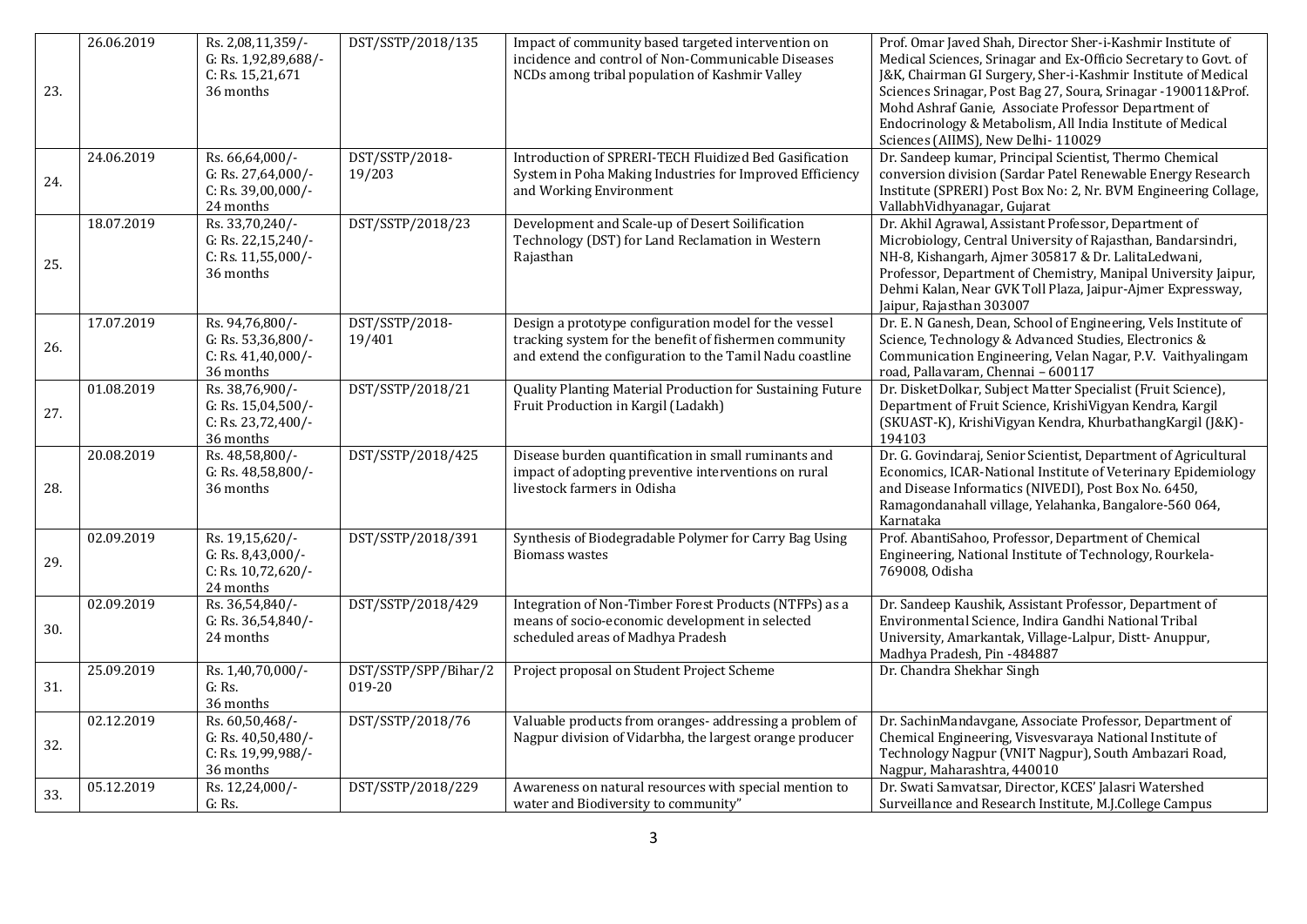| 23. | 26.06.2019 | Rs. 2,08,11,359/-<br>G: Rs. 1,92,89,688/-<br>C: Rs. 15,21,671<br>36 months | DST/SSTP/2018/135 | Impact of community based targeted intervention on incidence and control of Non-Communicable Diseases NCDs among tribal population of Kashmir Valley | Prof. Omar Javed Shah, Director Sher-i-Kashmir Institute of Medical Sciences, Srinagar and Ex-Officio Secretary to Govt. of J&K, Chairman GI Surgery, Sher-i-Kashmir Institute of Medical Sciences Srinagar, Post Bag 27, Soura, Srinagar -190011&Prof. Mohd Ashraf Ganie, Associate Professor Department of Endocrinology & Metabolism, All India Institute of Medical Sciences (AIIMS), New Delhi- 110029 |
|---|---|---|---|---|---|
| 24. | 24.06.2019 | Rs. 66,64,000/-<br>G: Rs. 27,64,000/-<br>C: Rs. 39,00,000/-<br>24 months | DST/SSTP/2018-19/203 | Introduction of SPRERI-TECH Fluidized Bed Gasification System in Poha Making Industries for Improved Efficiency and Working Environment | Dr. Sandeep kumar, Principal Scientist, Thermo Chemical conversion division (Sardar Patel Renewable Energy Research Institute (SPRERI) Post Box No: 2, Nr. BVM Engineering Collage, VallabhVidhyanagar, Gujarat |
| 25. | 18.07.2019 | Rs. 33,70,240/-<br>G: Rs. 22,15,240/-<br>C: Rs. 11,55,000/-<br>36 months | DST/SSTP/2018/23 | Development and Scale-up of Desert Soilification Technology (DST) for Land Reclamation in Western Rajasthan | Dr. Akhil Agrawal, Assistant Professor, Department of Microbiology, Central University of Rajasthan, Bandarsindri, NH-8, Kishangarh, Ajmer 305817 & Dr. LalitaLedwani, Professor, Department of Chemistry, Manipal University Jaipur, Dehmi Kalan, Near GVK Toll Plaza, Jaipur-Ajmer Expressway, Jaipur, Rajasthan 303007 |
| 26. | 17.07.2019 | Rs. 94,76,800/-<br>G: Rs. 53,36,800/-<br>C: Rs. 41,40,000/-<br>36 months | DST/SSTP/2018-19/401 | Design a prototype configuration model for the vessel tracking system for the benefit of fishermen community and extend the configuration to the Tamil Nadu coastline | Dr. E. N Ganesh, Dean, School of Engineering, Vels Institute of Science, Technology & Advanced Studies, Electronics & Communication Engineering, Velan Nagar, P.V. Vaithyalingam road, Pallavaram, Chennai – 600117 |
| 27. | 01.08.2019 | Rs. 38,76,900/-<br>G: Rs. 15,04,500/-<br>C: Rs. 23,72,400/-<br>36 months | DST/SSTP/2018/21 | Quality Planting Material Production for Sustaining Future Fruit Production in Kargil (Ladakh) | Dr. DisketDolkar, Subject Matter Specialist (Fruit Science), Department of Fruit Science, KrishiVigyan Kendra, Kargil (SKUAST-K), KrishiVigyan Kendra, KhurbathangKargil (J&K)-194103 |
| 28. | 20.08.2019 | Rs. 48,58,800/-<br>G: Rs. 48,58,800/-<br>36 months | DST/SSTP/2018/425 | Disease burden quantification in small ruminants and impact of adopting preventive interventions on rural livestock farmers in Odisha | Dr. G. Govindaraj, Senior Scientist, Department of Agricultural Economics, ICAR-National Institute of Veterinary Epidemiology and Disease Informatics (NIVEDI), Post Box No. 6450, Ramagondanahall village, Yelahanka, Bangalore-560 064, Karnataka |
| 29. | 02.09.2019 | Rs. 19,15,620/-<br>G: Rs. 8,43,000/-<br>C: Rs. 10,72,620/-<br>24 months | DST/SSTP/2018/391 | Synthesis of Biodegradable Polymer for Carry Bag Using Biomass wastes | Prof. AbantiSahoo, Professor, Department of Chemical Engineering, National Institute of Technology, Rourkela-769008, Odisha |
| 30. | 02.09.2019 | Rs. 36,54,840/-<br>G: Rs. 36,54,840/-<br>24 months | DST/SSTP/2018/429 | Integration of Non-Timber Forest Products (NTFPs) as a means of socio-economic development in selected scheduled areas of Madhya Pradesh | Dr. Sandeep Kaushik, Assistant Professor, Department of Environmental Science, Indira Gandhi National Tribal University, Amarkantak, Village-Lalpur, Distt- Anuppur, Madhya Pradesh, Pin -484887 |
| 31. | 25.09.2019 | Rs. 1,40,70,000/-<br>G: Rs.<br>36 months | DST/SSTP/SPP/Bihar/2019-20 | Project proposal on Student Project Scheme | Dr. Chandra Shekhar Singh |
| 32. | 02.12.2019 | Rs. 60,50,468/-<br>G: Rs. 40,50,480/-<br>C: Rs. 19,99,988/-<br>36 months | DST/SSTP/2018/76 | Valuable products from oranges- addressing a problem of Nagpur division of Vidarbha, the largest orange producer | Dr. SachinMandavgane, Associate Professor, Department of Chemical Engineering, Visvesvaraya National Institute of Technology Nagpur (VNIT Nagpur), South Ambazari Road, Nagpur, Maharashtra, 440010 |
| 33. | 05.12.2019 | Rs. 12,24,000/-<br>G: Rs. | DST/SSTP/2018/229 | Awareness on natural resources with special mention to water and Biodiversity to community" | Dr. Swati Samvatsar, Director, KCES' Jalasri Watershed Surveillance and Research Institute, M.J.College Campus |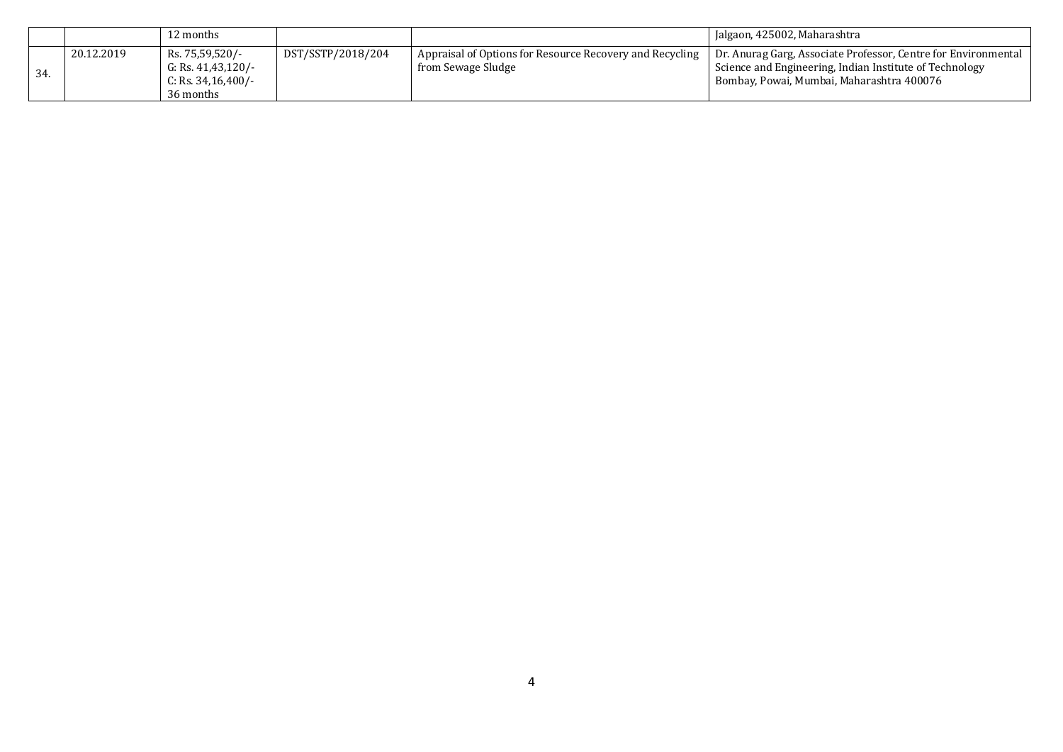| | | | | | |
|---|---|---|---|---|---|
| | | 12 months | | | Jalgaon, 425002, Maharashtra |
| 34. | 20.12.2019 | Rs. 75,59,520/-<br>G: Rs. 41,43,120/-<br>C: Rs. 34,16,400/-<br>36 months | DST/SSTP/2018/204 | Appraisal of Options for Resource Recovery and Recycling from Sewage Sludge | Dr. Anurag Garg, Associate Professor, Centre for Environmental Science and Engineering, Indian Institute of Technology Bombay, Powai, Mumbai, Maharashtra 400076 |